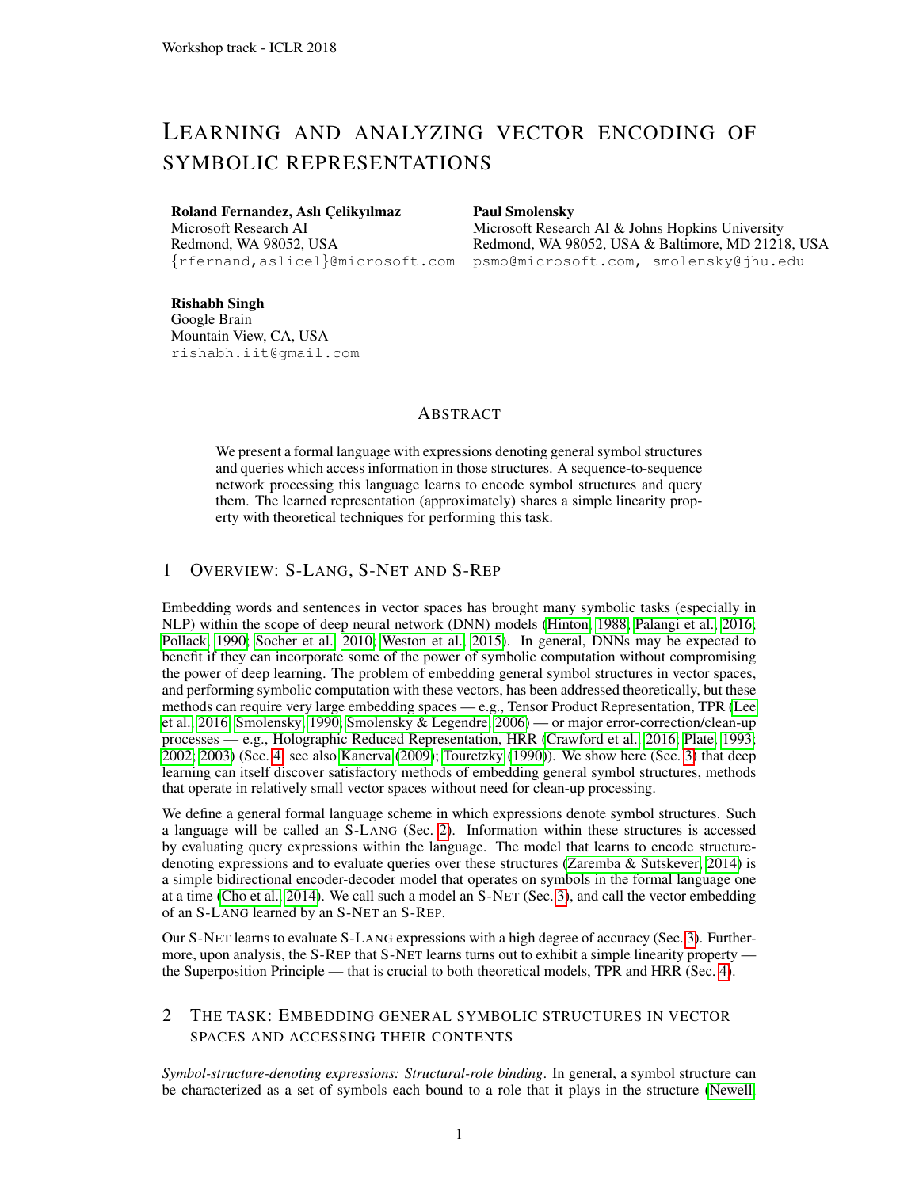# LEARNING AND ANALYZING VECTOR ENCODING OF SYMBOLIC REPRESENTATIONS

**Roland Fernandez, Aslı Çelikyılmaz**
Microsoft Research AI
Redmond, WA 98052, USA
{rfernand,aslicel}@microsoft.com

**Paul Smolensky**
Microsoft Research AI & Johns Hopkins University
Redmond, WA 98052, USA & Baltimore, MD 21218, USA
psmo@microsoft.com, smolensky@jhu.edu

**Rishabh Singh**
Google Brain
Mountain View, CA, USA
rishabh.iit@gmail.com

## ABSTRACT

We present a formal language with expressions denoting general symbol structures and queries which access information in those structures. A sequence-to-sequence network processing this language learns to encode symbol structures and query them. The learned representation (approximately) shares a simple linearity property with theoretical techniques for performing this task.

## 1 OVERVIEW: S-LANG, S-NET AND S-REP

Embedding words and sentences in vector spaces has brought many symbolic tasks (especially in NLP) within the scope of deep neural network (DNN) models (Hinton, 1988; Palangi et al., 2016; Pollack, 1990; Socher et al., 2010; Weston et al., 2015). In general, DNNs may be expected to benefit if they can incorporate some of the power of symbolic computation without compromising the power of deep learning. The problem of embedding general symbol structures in vector spaces, and performing symbolic computation with these vectors, has been addressed theoretically, but these methods can require very large embedding spaces — e.g., Tensor Product Representation, TPR (Lee et al., 2016; Smolensky, 1990; Smolensky & Legendre, 2006) — or major error-correction/clean-up processes — e.g., Holographic Reduced Representation, HRR (Crawford et al., 2016; Plate, 1993; 2002; 2003) (Sec. 4; see also Kanerva (2009); Touretzky (1990)). We show here (Sec. 3) that deep learning can itself discover satisfactory methods of embedding general symbol structures, methods that operate in relatively small vector spaces without need for clean-up processing.

We define a general formal language scheme in which expressions denote symbol structures. Such a language will be called an S-LANG (Sec. 2). Information within these structures is accessed by evaluating query expressions within the language. The model that learns to encode structure-denoting expressions and to evaluate queries over these structures (Zaremba & Sutskever, 2014) is a simple bidirectional encoder-decoder model that operates on symbols in the formal language one at a time (Cho et al., 2014). We call such a model an S-NET (Sec. 3), and call the vector embedding of an S-LANG learned by an S-NET an S-REP.

Our S-NET learns to evaluate S-LANG expressions with a high degree of accuracy (Sec. 3). Furthermore, upon analysis, the S-REP that S-NET learns turns out to exhibit a simple linearity property — the Superposition Principle — that is crucial to both theoretical models, TPR and HRR (Sec. 4).

## 2 THE TASK: EMBEDDING GENERAL SYMBOLIC STRUCTURES IN VECTOR SPACES AND ACCESSING THEIR CONTENTS

*Symbol-structure-denoting expressions: Structural-role binding*. In general, a symbol structure can be characterized as a set of symbols each bound to a role that it plays in the structure (Newell,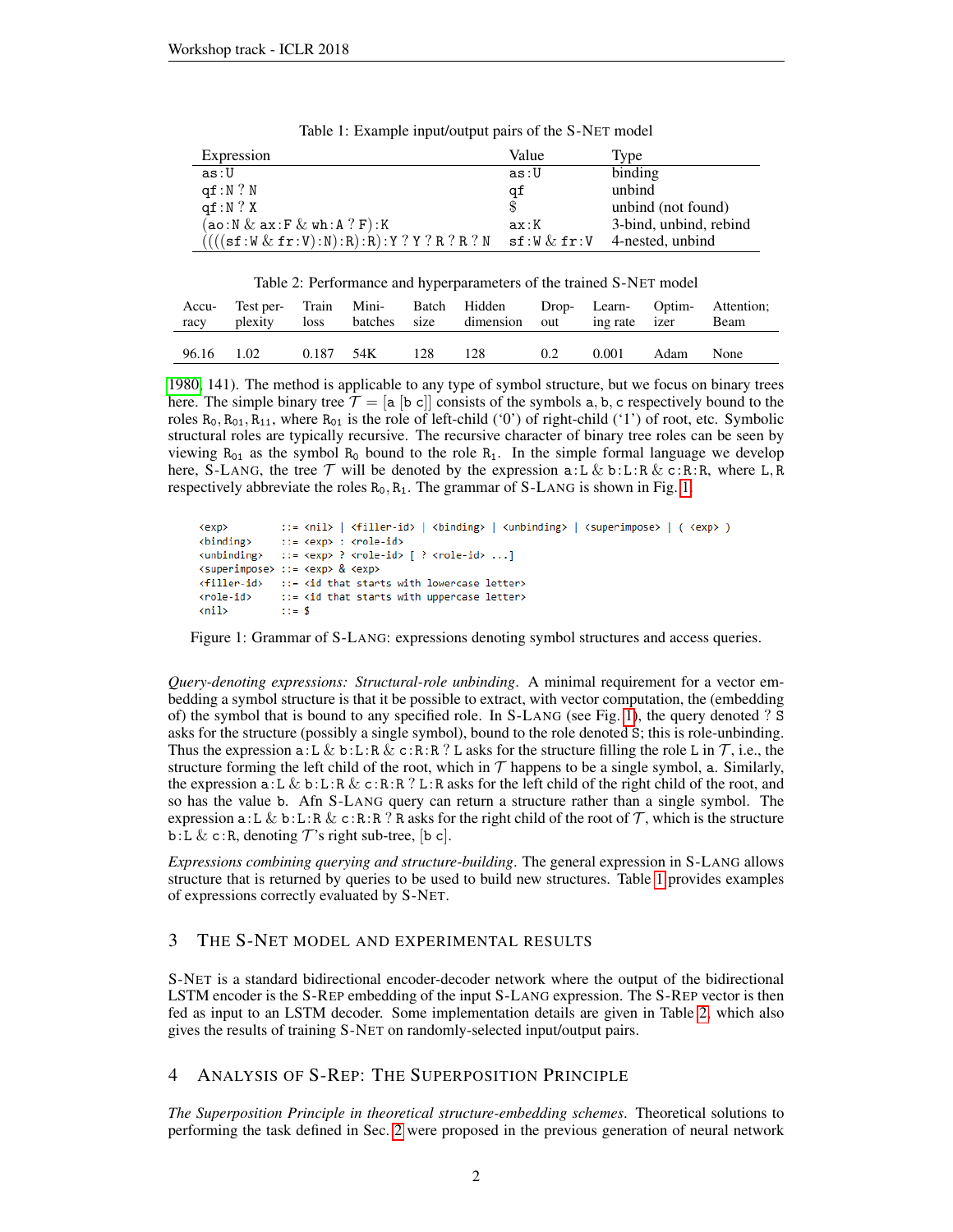Table 1: Example input/output pairs of the S-NET model

| Expression | Value | Type |
|---|---|---|
| `as:U` | `as:U` | binding |
| `qf:N ? N` | `qf` | unbind |
| `qf:N ? X` | `$` | unbind (not found) |
| `(ao:N & ax:F & wh:A ? F):K` | `ax:K` | 3-bind, unbind, rebind |
| `((((sf:W & fr:V):N):R):R):Y ? Y ? R ? R ? N` | `sf:W & fr:V` | 4-nested, unbind |

Table 2: Performance and hyperparameters of the trained S-NET model

| Accuracy | Test perplexity | Train loss | Mini-batches | Batch size | Hidden dimension | Drop-out | Learning rate | Optimizer | Attention; Beam |
|---|---|---|---|---|---|---|---|---|---|
| 96.16 | 1.02 | 0.187 | 54K | 128 | 128 | 0.2 | 0.001 | Adam | None |

1980, 141). The method is applicable to any type of symbol structure, but we focus on binary trees here. The simple binary tree $\mathcal{T} = [\mathtt{a}\ [\mathtt{b}\ \mathtt{c}]]$ consists of the symbols $\mathtt{a}, \mathtt{b}, \mathtt{c}$ respectively bound to the roles $\mathtt{R}_0, \mathtt{R}_{01}, \mathtt{R}_{11}$, where $\mathtt{R}_{01}$ is the role of left-child ('0') of right-child ('1') of root, etc. Symbolic structural roles are typically recursive. The recursive character of binary tree roles can be seen by viewing $\mathtt{R}_{01}$ as the symbol $\mathtt{R}_0$ bound to the role $\mathtt{R}_1$. In the simple formal language we develop here, S-LANG, the tree $\mathcal{T}$ will be denoted by the expression `a:L & b:L:R & c:R:R`, where `L`, `R` respectively abbreviate the roles $\mathtt{R}_0, \mathtt{R}_1$. The grammar of S-LANG is shown in Fig. 1.

```
<exp>         ::= <nil> | <filler-id> | <binding> | <unbinding> | <superimpose> | ( <exp> )
<binding>     ::= <exp> : <role-id>
<unbinding>   ::= <exp> ? <role-id> [ ? <role-id> ...]
<superimpose> ::= <exp> & <exp>
<filler-id>   ::= <id that starts with lowercase letter>
<role-id>     ::= <id that starts with uppercase letter>
<nil>         ::= $
```

Figure 1: Grammar of S-LANG: expressions denoting symbol structures and access queries.

*Query-denoting expressions: Structural-role unbinding*. A minimal requirement for a vector embedding a symbol structure is that it be possible to extract, with vector computation, the (embedding of) the symbol that is bound to any specified role. In S-LANG (see Fig. 1), the query denoted `? S` asks for the structure (possibly a single symbol), bound to the role denoted `S`; this is role-unbinding. Thus the expression `a:L & b:L:R & c:R:R ? L` asks for the structure filling the role `L` in $\mathcal{T}$, i.e., the structure forming the left child of the root, which in $\mathcal{T}$ happens to be a single symbol, `a`. Similarly, the expression `a:L & b:L:R & c:R:R ? L:R` asks for the left child of the right child of the root, and so has the value `b`. Afn S-LANG query can return a structure rather than a single symbol. The expression `a:L & b:L:R & c:R:R ? R` asks for the right child of the root of $\mathcal{T}$, which is the structure `b:L & c:R`, denoting $\mathcal{T}$'s right sub-tree, $[\mathtt{b}\ \mathtt{c}]$.

*Expressions combining querying and structure-building*. The general expression in S-LANG allows structure that is returned by queries to be used to build new structures. Table 1 provides examples of expressions correctly evaluated by S-NET.

## 3 The S-Net model and experimental results

S-NET is a standard bidirectional encoder-decoder network where the output of the bidirectional LSTM encoder is the S-REP embedding of the input S-LANG expression. The S-REP vector is then fed as input to an LSTM decoder. Some implementation details are given in Table 2, which also gives the results of training S-NET on randomly-selected input/output pairs.

## 4 Analysis of S-Rep: The Superposition Principle

*The Superposition Principle in theoretical structure-embedding schemes*. Theoretical solutions to performing the task defined in Sec. 2 were proposed in the previous generation of neural network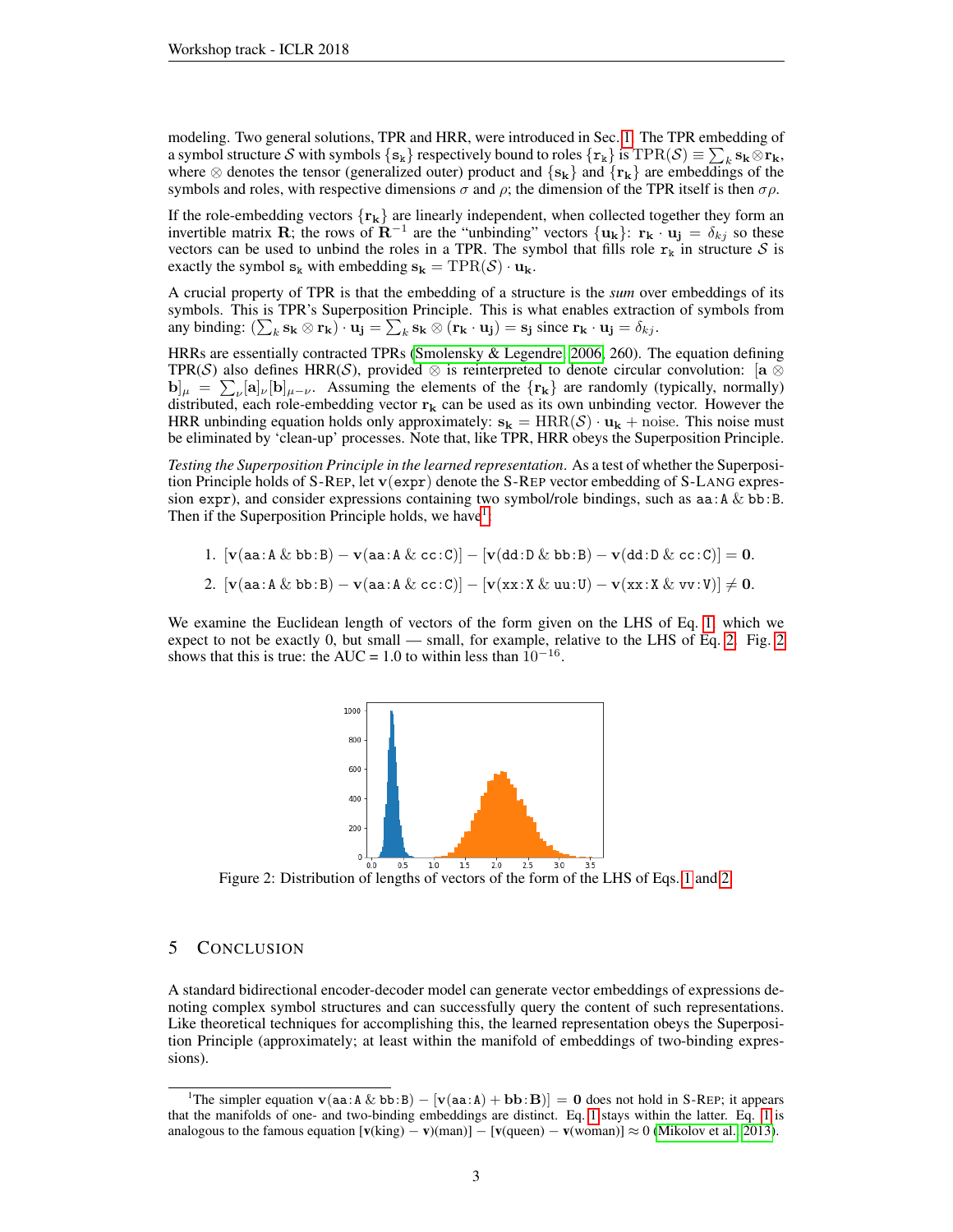modeling. Two general solutions, TPR and HRR, were introduced in Sec. 1. The TPR embedding of a symbol structure $\mathcal{S}$ with symbols $\{\mathtt{s_k}\}$ respectively bound to roles $\{\mathtt{r_k}\}$ is $\mathrm{TPR}(\mathcal{S}) \equiv \sum_k \mathbf{s_k} \otimes \mathbf{r_k}$, where $\otimes$ denotes the tensor (generalized outer) product and $\{\mathbf{s_k}\}$ and $\{\mathbf{r_k}\}$ are embeddings of the symbols and roles, with respective dimensions $\sigma$ and $\rho$; the dimension of the TPR itself is then $\sigma\rho$.

If the role-embedding vectors $\{\mathbf{r_k}\}$ are linearly independent, when collected together they form an invertible matrix $\mathbf{R}$; the rows of $\mathbf{R}^{-1}$ are the "unbinding" vectors $\{\mathbf{u_k}\}$: $\mathbf{r_k} \cdot \mathbf{u_j} = \delta_{kj}$ so these vectors can be used to unbind the roles in a TPR. The symbol that fills role $\mathtt{r_k}$ in structure $\mathcal{S}$ is exactly the symbol $\mathtt{s_k}$ with embedding $\mathbf{s_k} = \mathrm{TPR}(\mathcal{S}) \cdot \mathbf{u_k}$.

A crucial property of TPR is that the embedding of a structure is the *sum* over embeddings of its symbols. This is TPR's Superposition Principle. This is what enables extraction of symbols from any binding: $(\sum_k \mathbf{s_k} \otimes \mathbf{r_k}) \cdot \mathbf{u_j} = \sum_k \mathbf{s_k} \otimes (\mathbf{r_k} \cdot \mathbf{u_j}) = \mathbf{s_j}$ since $\mathbf{r_k} \cdot \mathbf{u_j} = \delta_{kj}$.

HRRs are essentially contracted TPRs (Smolensky & Legendre, 2006, 260). The equation defining TPR($\mathcal{S}$) also defines HRR($\mathcal{S}$), provided $\otimes$ is reinterpreted to denote circular convolution: $[\mathbf{a} \otimes \mathbf{b}]_\mu = \sum_\nu [\mathbf{a}]_\nu [\mathbf{b}]_{\mu-\nu}$. Assuming the elements of the $\{\mathbf{r_k}\}$ are randomly (typically, normally) distributed, each role-embedding vector $\mathbf{r_k}$ can be used as its own unbinding vector. However the HRR unbinding equation holds only approximately: $\mathbf{s_k} = \mathrm{HRR}(\mathcal{S}) \cdot \mathbf{u_k} + \mathrm{noise}$. This noise must be eliminated by 'clean-up' processes. Note that, like TPR, HRR obeys the Superposition Principle.

*Testing the Superposition Principle in the learned representation.* As a test of whether the Superposition Principle holds of S-REP, let $\mathbf{v}(\mathtt{expr})$ denote the S-REP vector embedding of S-LANG expression `expr`), and consider expressions containing two symbol/role bindings, such as `aa:A & bb:B`. Then if the Superposition Principle holds, we have[1]

1. $[\mathbf{v}(\mathtt{aa\!:\!A}\ \&\ \mathtt{bb\!:\!B}) - \mathbf{v}(\mathtt{aa\!:\!A}\ \&\ \mathtt{cc\!:\!C})] - [\mathbf{v}(\mathtt{dd\!:\!D}\ \&\ \mathtt{bb\!:\!B}) - \mathbf{v}(\mathtt{dd\!:\!D}\ \&\ \mathtt{cc\!:\!C})] = \mathbf{0}$.
2. $[\mathbf{v}(\mathtt{aa\!:\!A}\ \&\ \mathtt{bb\!:\!B}) - \mathbf{v}(\mathtt{aa\!:\!A}\ \&\ \mathtt{cc\!:\!C})] - [\mathbf{v}(\mathtt{xx\!:\!X}\ \&\ \mathtt{uu\!:\!U}) - \mathbf{v}(\mathtt{xx\!:\!X}\ \&\ \mathtt{vv\!:\!V})] \neq \mathbf{0}$.

We examine the Euclidean length of vectors of the form given on the LHS of Eq. 1, which we expect to not be exactly 0, but small — small, for example, relative to the LHS of Eq. 2. Fig. 2 shows that this is true: the AUC = 1.0 to within less than $10^{-16}$.

Figure 2: Distribution of lengths of vectors of the form of the LHS of Eqs. 1 and 2.

## 5 CONCLUSION

A standard bidirectional encoder-decoder model can generate vector embeddings of expressions denoting complex symbol structures and can successfully query the content of such representations. Like theoretical techniques for accomplishing this, the learned representation obeys the Superposition Principle (approximately; at least within the manifold of embeddings of two-binding expressions).

---

[1] The simpler equation $\mathbf{v}(\mathtt{aa\!:\!A}\ \&\ \mathtt{bb\!:\!B}) - [\mathbf{v}(\mathtt{aa\!:\!A}) + \mathbf{bb\!:\!B})] = \mathbf{0}$ does not hold in S-REP; it appears that the manifolds of one- and two-binding embeddings are distinct. Eq. 1 stays within the latter. Eq. 1 is analogous to the famous equation $[\mathbf{v}(\text{king}) - \mathbf{v})(\text{man})] - [\mathbf{v}(\text{queen}) - \mathbf{v}(\text{woman})] \approx 0$ (Mikolov et al., 2013).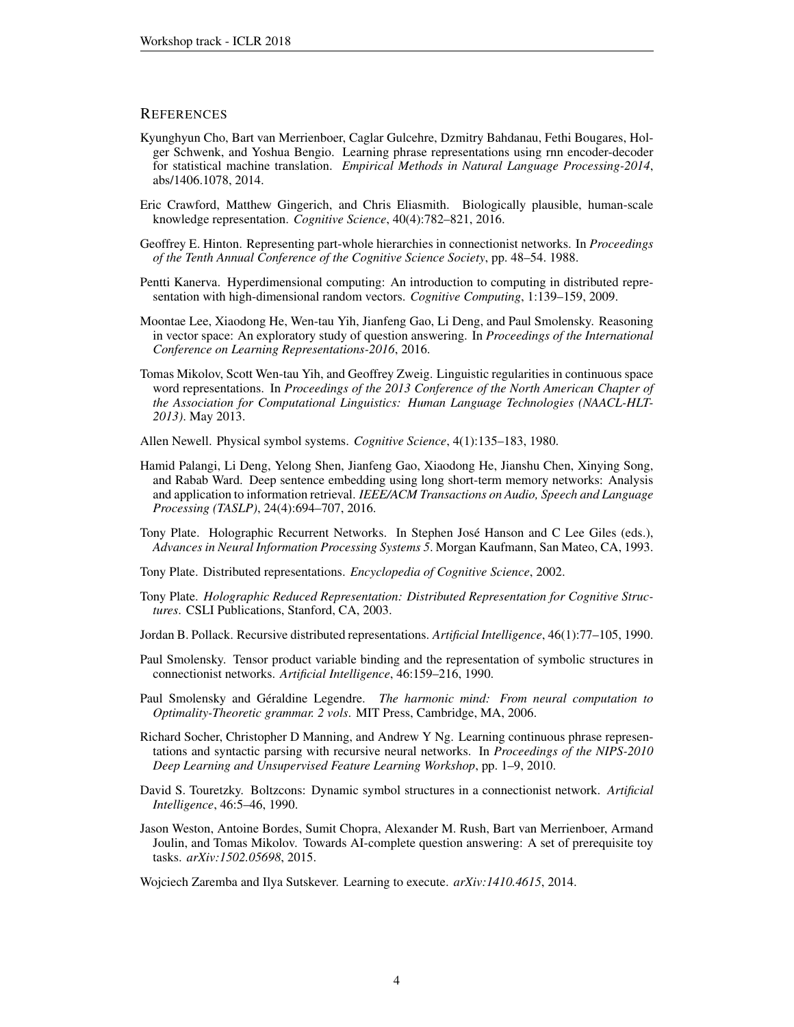# References

Kyunghyun Cho, Bart van Merrienboer, Caglar Gulcehre, Dzmitry Bahdanau, Fethi Bougares, Holger Schwenk, and Yoshua Bengio. Learning phrase representations using rnn encoder-decoder for statistical machine translation. *Empirical Methods in Natural Language Processing-2014*, abs/1406.1078, 2014.

Eric Crawford, Matthew Gingerich, and Chris Eliasmith. Biologically plausible, human-scale knowledge representation. *Cognitive Science*, 40(4):782–821, 2016.

Geoffrey E. Hinton. Representing part-whole hierarchies in connectionist networks. In *Proceedings of the Tenth Annual Conference of the Cognitive Science Society*, pp. 48–54. 1988.

Pentti Kanerva. Hyperdimensional computing: An introduction to computing in distributed representation with high-dimensional random vectors. *Cognitive Computing*, 1:139–159, 2009.

Moontae Lee, Xiaodong He, Wen-tau Yih, Jianfeng Gao, Li Deng, and Paul Smolensky. Reasoning in vector space: An exploratory study of question answering. In *Proceedings of the International Conference on Learning Representations-2016*, 2016.

Tomas Mikolov, Scott Wen-tau Yih, and Geoffrey Zweig. Linguistic regularities in continuous space word representations. In *Proceedings of the 2013 Conference of the North American Chapter of the Association for Computational Linguistics: Human Language Technologies (NAACL-HLT-2013)*. May 2013.

Allen Newell. Physical symbol systems. *Cognitive Science*, 4(1):135–183, 1980.

Hamid Palangi, Li Deng, Yelong Shen, Jianfeng Gao, Xiaodong He, Jianshu Chen, Xinying Song, and Rabab Ward. Deep sentence embedding using long short-term memory networks: Analysis and application to information retrieval. *IEEE/ACM Transactions on Audio, Speech and Language Processing (TASLP)*, 24(4):694–707, 2016.

Tony Plate. Holographic Recurrent Networks. In Stephen José Hanson and C Lee Giles (eds.), *Advances in Neural Information Processing Systems 5*. Morgan Kaufmann, San Mateo, CA, 1993.

Tony Plate. Distributed representations. *Encyclopedia of Cognitive Science*, 2002.

Tony Plate. *Holographic Reduced Representation: Distributed Representation for Cognitive Structures*. CSLI Publications, Stanford, CA, 2003.

Jordan B. Pollack. Recursive distributed representations. *Artificial Intelligence*, 46(1):77–105, 1990.

Paul Smolensky. Tensor product variable binding and the representation of symbolic structures in connectionist networks. *Artificial Intelligence*, 46:159–216, 1990.

Paul Smolensky and Géraldine Legendre. *The harmonic mind: From neural computation to Optimality-Theoretic grammar. 2 vols*. MIT Press, Cambridge, MA, 2006.

Richard Socher, Christopher D Manning, and Andrew Y Ng. Learning continuous phrase representations and syntactic parsing with recursive neural networks. In *Proceedings of the NIPS-2010 Deep Learning and Unsupervised Feature Learning Workshop*, pp. 1–9, 2010.

David S. Touretzky. Boltzcons: Dynamic symbol structures in a connectionist network. *Artificial Intelligence*, 46:5–46, 1990.

Jason Weston, Antoine Bordes, Sumit Chopra, Alexander M. Rush, Bart van Merrienboer, Armand Joulin, and Tomas Mikolov. Towards AI-complete question answering: A set of prerequisite toy tasks. *arXiv:1502.05698*, 2015.

Wojciech Zaremba and Ilya Sutskever. Learning to execute. *arXiv:1410.4615*, 2014.